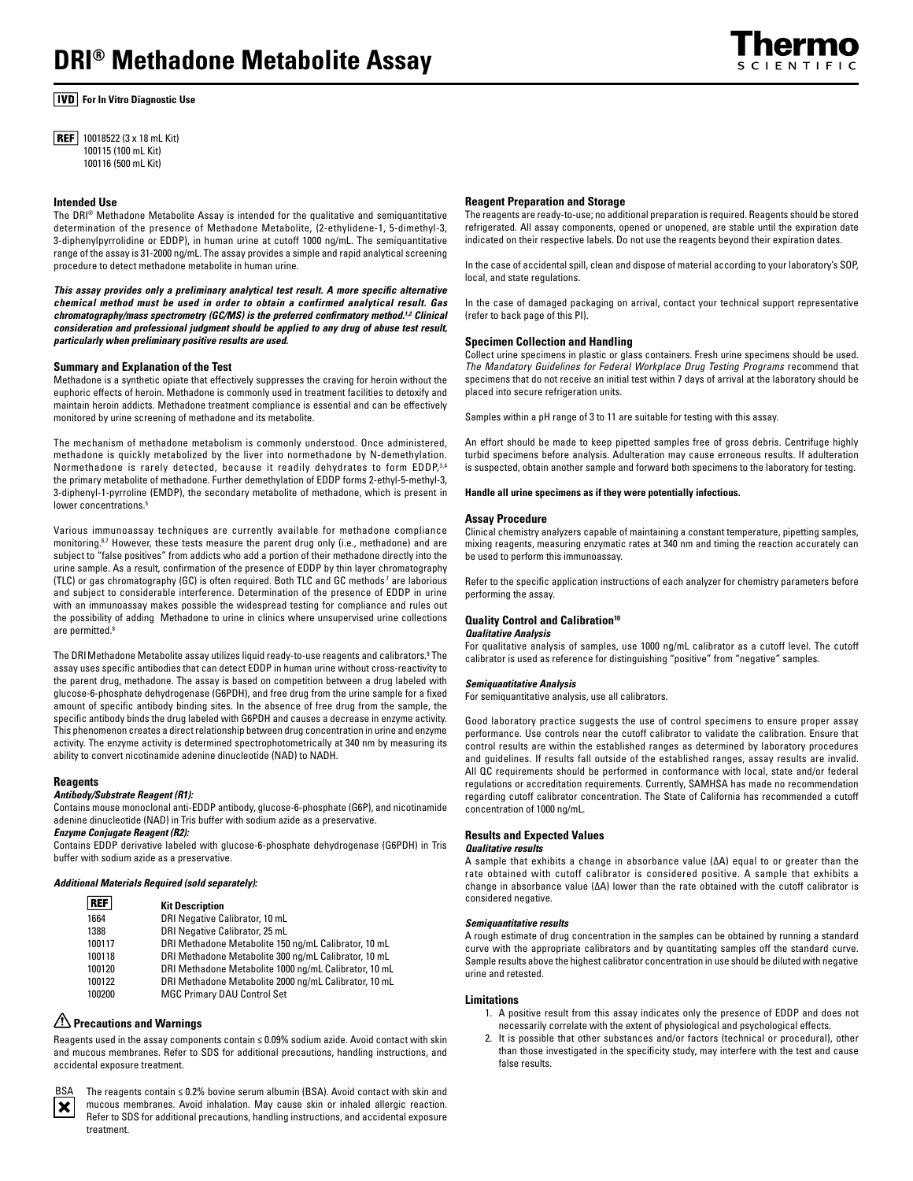# DRI® Methadone Metabolite Assay

**IVD For In Vitro Diagnostic Use**

**REF** 10018522 (3 x 18 mL Kit)
100115 (100 mL Kit)
100116 (500 mL Kit)

## Intended Use

The DRI® Methadone Metabolite Assay is intended for the qualitative and semiquantitative determination of the presence of Methadone Metabolite, (2-ethylidene-1, 5-dimethyl-3, 3-diphenylpyrrolidine or EDDP), in human urine at cutoff 1000 ng/mL. The semiquantitative range of the assay is 31-2000 ng/mL. The assay provides a simple and rapid analytical screening procedure to detect methadone metabolite in human urine.

***This assay provides only a preliminary analytical test result. A more specific alternative chemical method must be used in order to obtain a confirmed analytical result. Gas chromatography/mass spectrometry (GC/MS) is the preferred confirmatory method.[1,2] Clinical consideration and professional judgment should be applied to any drug of abuse test result, particularly when preliminary positive results are used.***

## Summary and Explanation of the Test

Methadone is a synthetic opiate that effectively suppresses the craving for heroin without the euphoric effects of heroin. Methadone is commonly used in treatment facilities to detoxify and maintain heroin addicts. Methadone treatment compliance is essential and can be effectively monitored by urine screening of methadone and its metabolite.

The mechanism of methadone metabolism is commonly understood. Once administered, methadone is quickly metabolized by the liver into normethadone by N-demethylation. Normethadone is rarely detected, because it readily dehydrates to form EDDP,[3,4] the primary metabolite of methadone. Further demethylation of EDDP forms 2-ethyl-5-methyl-3, 3-diphenyl-1-pyrroline (EMDP), the secondary metabolite of methadone, which is present in lower concentrations.[5]

Various immunoassay techniques are currently available for methadone compliance monitoring.[6,7] However, these tests measure the parent drug only (i.e., methadone) and are subject to "false positives" from addicts who add a portion of their methadone directly into the urine sample. As a result, confirmation of the presence of EDDP by thin layer chromatography (TLC) or gas chromatography (GC) is often required. Both TLC and GC methods[7] are laborious and subject to considerable interference. Determination of the presence of EDDP in urine with an immunoassay makes possible the widespread testing for compliance and rules out the possibility of adding Methadone to urine in clinics where unsupervised urine collections are permitted.[8]

The DRI Methadone Metabolite assay utilizes liquid ready-to-use reagents and calibrators.[9] The assay uses specific antibodies that can detect EDDP in human urine without cross-reactivity to the parent drug, methadone. The assay is based on competition between a drug labeled with glucose-6-phosphate dehydrogenase (G6PDH), and free drug from the urine sample for a fixed amount of specific antibody binding sites. In the absence of free drug from the sample, the specific antibody binds the drug labeled with G6PDH and causes a decrease in enzyme activity. This phenomenon creates a direct relationship between drug concentration in urine and enzyme activity. The enzyme activity is determined spectrophotometrically at 340 nm by measuring its ability to convert nicotinamide adenine dinucleotide (NAD) to NADH.

## Reagents

***Antibody/Substrate Reagent (R1):***

Contains mouse monoclonal anti-EDDP antibody, glucose-6-phosphate (G6P), and nicotinamide adenine dinucleotide (NAD) in Tris buffer with sodium azide as a preservative.

***Enzyme Conjugate Reagent (R2):***

Contains EDDP derivative labeled with glucose-6-phosphate dehydrogenase (G6PDH) in Tris buffer with sodium azide as a preservative.

***Additional Materials Required (sold separately):***

| REF | Kit Description |
|---|---|
| 1664 | DRI Negative Calibrator, 10 mL |
| 1388 | DRI Negative Calibrator, 25 mL |
| 100117 | DRI Methadone Metabolite 150 ng/mL Calibrator, 10 mL |
| 100118 | DRI Methadone Metabolite 300 ng/mL Calibrator, 10 mL |
| 100120 | DRI Methadone Metabolite 1000 ng/mL Calibrator, 10 mL |
| 100122 | DRI Methadone Metabolite 2000 ng/mL Calibrator, 10 mL |
| 100200 | MGC Primary DAU Control Set |

## ⚠ Precautions and Warnings

Reagents used in the assay components contain ≤ 0.09% sodium azide. Avoid contact with skin and mucous membranes. Refer to SDS for additional precautions, handling instructions, and accidental exposure treatment.

BSA The reagents contain ≤ 0.2% bovine serum albumin (BSA). Avoid contact with skin and mucous membranes. Avoid inhalation. May cause skin or inhaled allergic reaction. Refer to SDS for additional precautions, handling instructions, and accidental exposure treatment.

## Reagent Preparation and Storage

The reagents are ready-to-use; no additional preparation is required. Reagents should be stored refrigerated. All assay components, opened or unopened, are stable until the expiration date indicated on their respective labels. Do not use the reagents beyond their expiration dates.

In the case of accidental spill, clean and dispose of material according to your laboratory's SOP, local, and state regulations.

In the case of damaged packaging on arrival, contact your technical support representative (refer to back page of this PI).

## Specimen Collection and Handling

Collect urine specimens in plastic or glass containers. Fresh urine specimens should be used. *The Mandatory Guidelines for Federal Workplace Drug Testing Programs* recommend that specimens that do not receive an initial test within 7 days of arrival at the laboratory should be placed into secure refrigeration units.

Samples within a pH range of 3 to 11 are suitable for testing with this assay.

An effort should be made to keep pipetted samples free of gross debris. Centrifuge highly turbid specimens before analysis. Adulteration may cause erroneous results. If adulteration is suspected, obtain another sample and forward both specimens to the laboratory for testing.

**Handle all urine specimens as if they were potentially infectious.**

## Assay Procedure

Clinical chemistry analyzers capable of maintaining a constant temperature, pipetting samples, mixing reagents, measuring enzymatic rates at 340 nm and timing the reaction accurately can be used to perform this immunoassay.

Refer to the specific application instructions of each analyzer for chemistry parameters before performing the assay.

## Quality Control and Calibration[10]

***Qualitative Analysis***

For qualitative analysis of samples, use 1000 ng/mL calibrator as a cutoff level. The cutoff calibrator is used as reference for distinguishing "positive" from "negative" samples.

***Semiquantitative Analysis***

For semiquantitative analysis, use all calibrators.

Good laboratory practice suggests the use of control specimens to ensure proper assay performance. Use controls near the cutoff calibrator to validate the calibration. Ensure that control results are within the established ranges as determined by laboratory procedures and guidelines. If results fall outside of the established ranges, assay results are invalid. All QC requirements should be performed in conformance with local, state and/or federal regulations or accreditation requirements. Currently, SAMHSA has made no recommendation regarding cutoff calibrator concentration. The State of California has recommended a cutoff concentration of 1000 ng/mL.

## Results and Expected Values

***Qualitative results***

A sample that exhibits a change in absorbance value (ΔA) equal to or greater than the rate obtained with cutoff calibrator is considered positive. A sample that exhibits a change in absorbance value (ΔA) lower than the rate obtained with the cutoff calibrator is considered negative.

***Semiquantitative results***

A rough estimate of drug concentration in the samples can be obtained by running a standard curve with the appropriate calibrators and by quantitating samples off the standard curve. Sample results above the highest calibrator concentration in use should be diluted with negative urine and retested.

## Limitations

1. A positive result from this assay indicates only the presence of EDDP and does not necessarily correlate with the extent of physiological and psychological effects.
2. It is possible that other substances and/or factors (technical or procedural), other than those investigated in the specificity study, may interfere with the test and cause false results.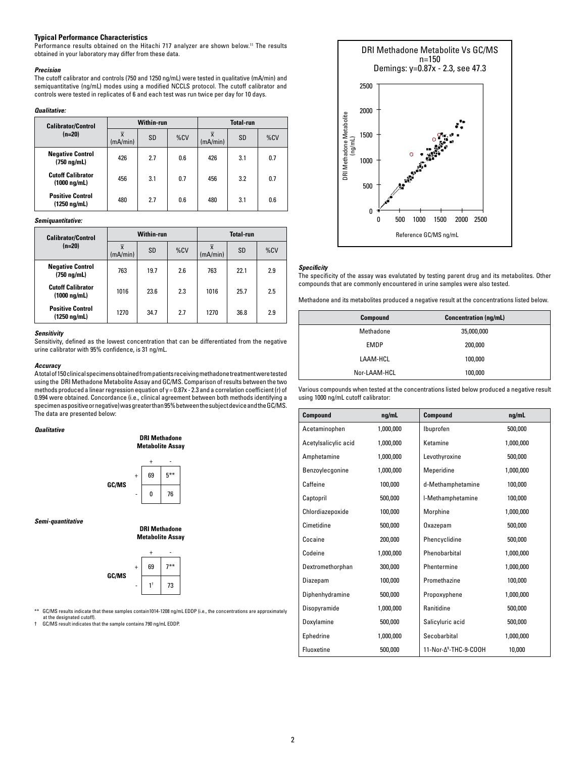### Typical Performance Characteristics

Performance results obtained on the Hitachi 717 analyzer are shown below.[11] The results obtained in your laboratory may differ from these data.

#### *Precision*

The cutoff calibrator and controls (750 and 1250 ng/mL) were tested in qualitative (mA/min) and semiquantitative (ng/mL) modes using a modified NCCLS protocol. The cutoff calibrator and controls were tested in replicates of 6 and each test was run twice per day for 10 days.

***Qualitative:***

| Calibrator/Control (n=20) | Within-run | | | Total-run | | |
|---|---|---|---|---|---|---|
| | $\bar{x}$ (mA/min) | SD | %CV | $\bar{x}$ (mA/min) | SD | %CV |
| **Negative Control (750 ng/mL)** | 426 | 2.7 | 0.6 | 426 | 3.1 | 0.7 |
| **Cutoff Calibrator (1000 ng/mL)** | 456 | 3.1 | 0.7 | 456 | 3.2 | 0.7 |
| **Positive Control (1250 ng/mL)** | 480 | 2.7 | 0.6 | 480 | 3.1 | 0.6 |

***Semiquantitative:***

| Calibrator/Control (n=20) | Within-run | | | Total-run | | |
|---|---|---|---|---|---|---|
| | $\bar{x}$ (mA/min) | SD | %CV | $\bar{x}$ (mA/min) | SD | %CV |
| **Negative Control (750 ng/mL)** | 763 | 19.7 | 2.6 | 763 | 22.1 | 2.9 |
| **Cutoff Calibrator (1000 ng/mL)** | 1016 | 23.6 | 2.3 | 1016 | 25.7 | 2.5 |
| **Positive Control (1250 ng/mL)** | 1270 | 34.7 | 2.7 | 1270 | 36.8 | 2.9 |

#### *Sensitivity*

Sensitivity, defined as the lowest concentration that can be differentiated from the negative urine calibrator with 95% confidence, is 31 ng/mL.

#### *Accuracy*

A total of 150 clinical specimens obtained from patients receiving methadone treatment were tested using the DRI Methadone Metabolite Assay and GC/MS. Comparison of results between the two methods produced a linear regression equation of $y = 0.87x - 2.3$ and a correlation coefficient (r) of 0.994 were obtained. Concordance (i.e., clinical agreement between both methods identifying a specimen as positive or negative) was greater than 95% between the subject device and the GC/MS. The data are presented below:

***Qualitative***

| | | DRI Methadone Metabolite Assay + | DRI Methadone Metabolite Assay - |
|---|---|---|---|
| GC/MS | + | 69 | 5** |
| | - | 0 | 76 |

***Semi-quantitative***

| | | DRI Methadone Metabolite Assay + | DRI Methadone Metabolite Assay - |
|---|---|---|---|
| GC/MS | + | 69 | 7** |
| | - | 1† | 73 |

** GC/MS results indicate that these samples contain 1014-1208 ng/mL EDDP (i.e., the concentrations are approximately at the designated cutoff).

† GC/MS result indicates that the sample contains 790 ng/mL EDDP.

DRI Methadone Metabolite Vs GC/MS
n=150
Demings: y=0.87x - 2.3, see 47.3

#### *Specificity*

The specificity of the assay was evalutated by testing parent drug and its metabolites. Other compounds that are commonly encountered in urine samples were also tested.

Methadone and its metabolites produced a negative result at the concentrations listed below.

| Compound | Concentration (ng/mL) |
|---|---|
| Methadone | 35,000,000 |
| EMDP | 200,000 |
| LAAM-HCL | 100,000 |
| Nor-LAAM-HCL | 100,000 |

Various compounds when tested at the concentrations listed below produced a negative result using 1000 ng/mL cutoff calibrator:

| Compound | ng/mL | Compound | ng/mL |
|---|---|---|---|
| Acetaminophen | 1,000,000 | Ibuprofen | 500,000 |
| Acetylsalicylic acid | 1,000,000 | Ketamine | 1,000,000 |
| Amphetamine | 1,000,000 | Levothyroxine | 500,000 |
| Benzoylecgonine | 1,000,000 | Meperidine | 1,000,000 |
| Caffeine | 100,000 | d-Methamphetamine | 100,000 |
| Captopril | 500,000 | l-Methamphetamine | 100,000 |
| Chlordiazepoxide | 100,000 | Morphine | 1,000,000 |
| Cimetidine | 500,000 | Oxazepam | 500,000 |
| Cocaine | 200,000 | Phencyclidine | 500,000 |
| Codeine | 1,000,000 | Phenobarbital | 1,000,000 |
| Dextromethorphan | 300,000 | Phentermine | 1,000,000 |
| Diazepam | 100,000 | Promethazine | 100,000 |
| Diphenhydramine | 500,000 | Propoxyphene | 1,000,000 |
| Disopyramide | 1,000,000 | Ranitidine | 500,000 |
| Doxylamine | 500,000 | Salicyluric acid | 500,000 |
| Ephedrine | 1,000,000 | Secobarbital | 1,000,000 |
| Fluoxetine | 500,000 | 11-Nor-$\Delta^9$-THC-9-COOH | 10,000 |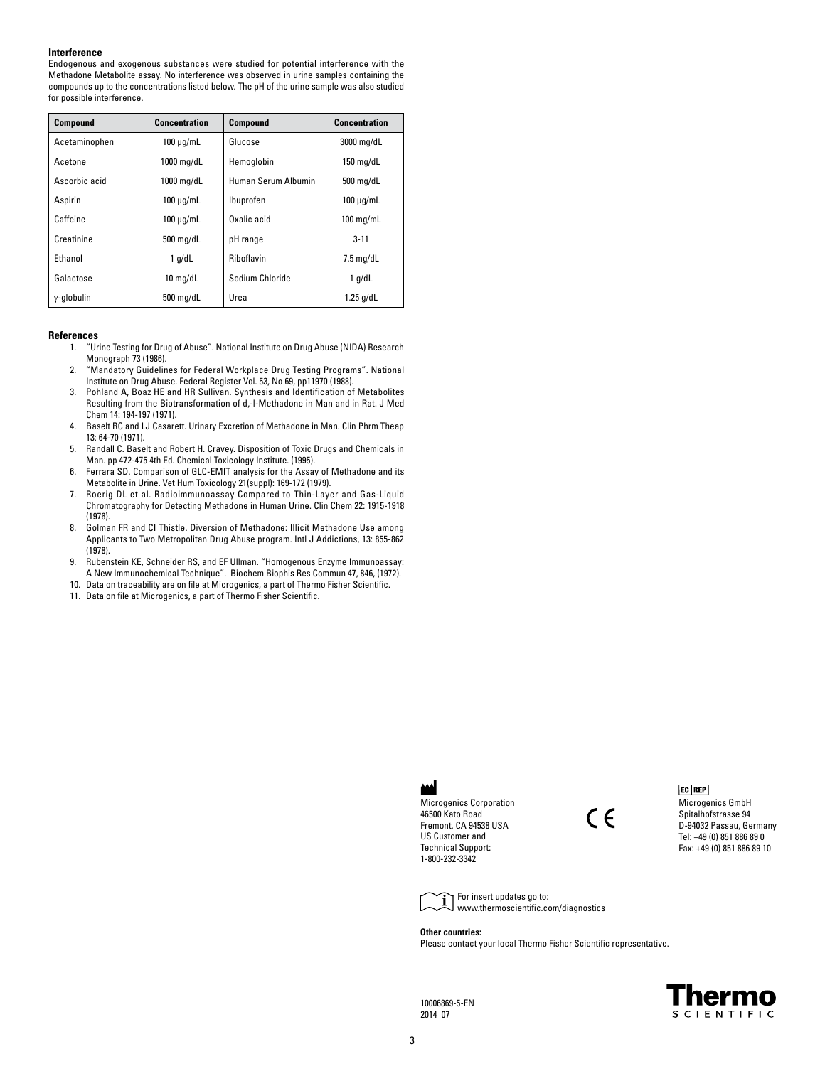### Interference

Endogenous and exogenous substances were studied for potential interference with the Methadone Metabolite assay. No interference was observed in urine samples containing the compounds up to the concentrations listed below. The pH of the urine sample was also studied for possible interference.

| Compound | Concentration | Compound | Concentration |
|---|---|---|---|
| Acetaminophen | 100 µg/mL | Glucose | 3000 mg/dL |
| Acetone | 1000 mg/dL | Hemoglobin | 150 mg/dL |
| Ascorbic acid | 1000 mg/dL | Human Serum Albumin | 500 mg/dL |
| Aspirin | 100 µg/mL | Ibuprofen | 100 µg/mL |
| Caffeine | 100 µg/mL | Oxalic acid | 100 mg/mL |
| Creatinine | 500 mg/dL | pH range | 3-11 |
| Ethanol | 1 g/dL | Riboflavin | 7.5 mg/dL |
| Galactose | 10 mg/dL | Sodium Chloride | 1 g/dL |
| $\gamma$-globulin | 500 mg/dL | Urea | 1.25 g/dL |

### References

1. "Urine Testing for Drug of Abuse". National Institute on Drug Abuse (NIDA) Research Monograph 73 (1986).
2. "Mandatory Guidelines for Federal Workplace Drug Testing Programs". National Institute on Drug Abuse. Federal Register Vol. 53, No 69, pp11970 (1988).
3. Pohland A, Boaz HE and HR Sullivan. Synthesis and Identification of Metabolites Resulting from the Biotransformation of d,-l-Methadone in Man and in Rat. J Med Chem 14: 194-197 (1971).
4. Baselt RC and LJ Casarett. Urinary Excretion of Methadone in Man. Clin Phrm Theap 13: 64-70 (1971).
5. Randall C. Baselt and Robert H. Cravey. Disposition of Toxic Drugs and Chemicals in Man. pp 472-475 4th Ed. Chemical Toxicology Institute. (1995).
6. Ferrara SD. Comparison of GLC-EMIT analysis for the Assay of Methadone and its Metabolite in Urine. Vet Hum Toxicology 21(suppl): 169-172 (1979).
7. Roerig DL et al. Radioimmunoassay Compared to Thin-Layer and Gas-Liquid Chromatography for Detecting Methadone in Human Urine. Clin Chem 22: 1915-1918 (1976).
8. Golman FR and CI Thistle. Diversion of Methadone: Illicit Methadone Use among Applicants to Two Metropolitan Drug Abuse program. Intl J Addictions, 13: 855-862 (1978).
9. Rubenstein KE, Schneider RS, and EF Ullman. "Homogenous Enzyme Immunoassay: A New Immunochemical Technique". Biochem Biophis Res Commun 47, 846, (1972).
10. Data on traceability are on file at Microgenics, a part of Thermo Fisher Scientific.
11. Data on file at Microgenics, a part of Thermo Fisher Scientific.

Microgenics Corporation
46500 Kato Road
Fremont, CA 94538 USA
US Customer and
Technical Support:
1-800-232-3342

EC REP
Microgenics GmbH
Spitalhofstrasse 94
D-94032 Passau, Germany
Tel: +49 (0) 851 886 89 0
Fax: +49 (0) 851 886 89 10

For insert updates go to:
www.thermoscientific.com/diagnostics

**Other countries:**
Please contact your local Thermo Fisher Scientific representative.

10006869-5-EN
2014 07

Thermo SCIENTIFIC